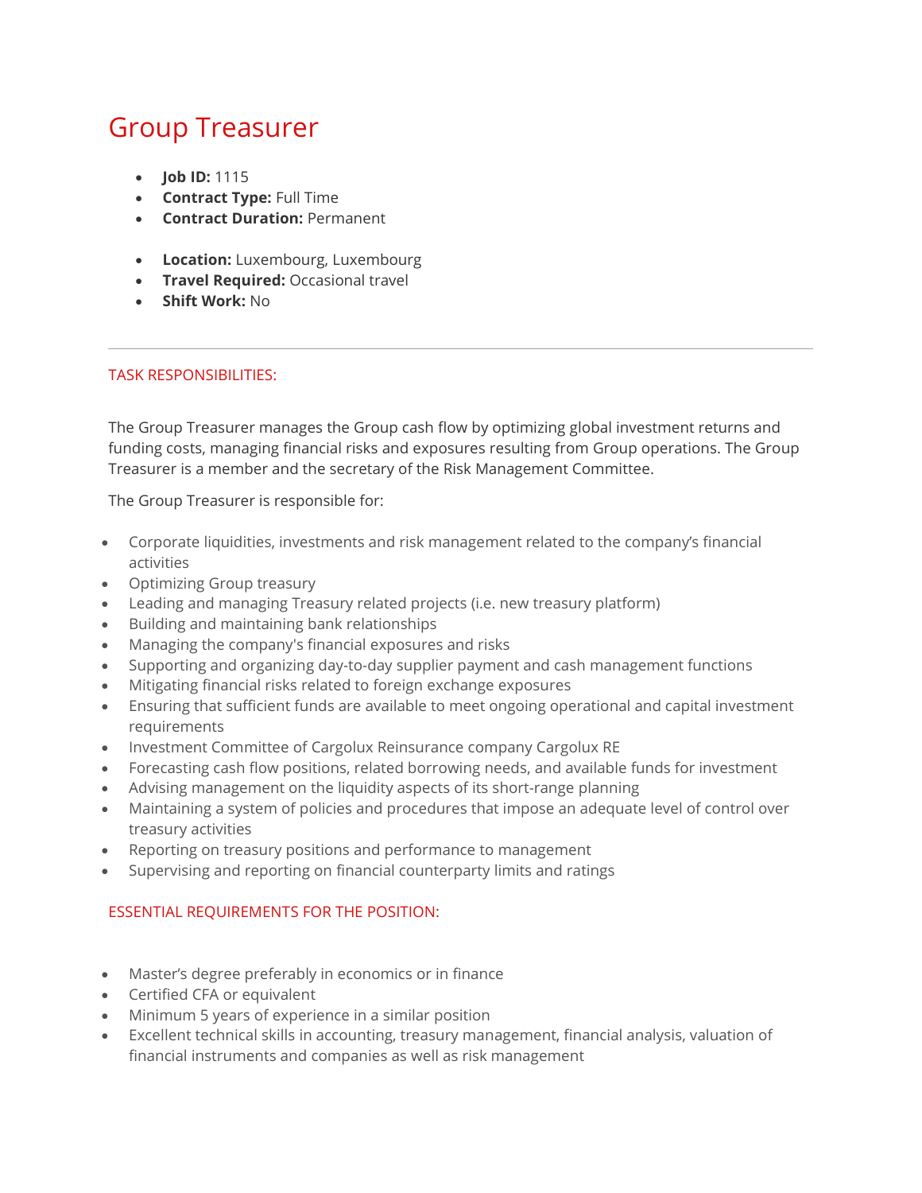# Group Treasurer

- **Job ID:** 1115
- **Contract Type:** Full Time
- **Contract Duration:** Permanent

- **Location:** Luxembourg, Luxembourg
- **Travel Required:** Occasional travel
- **Shift Work:** No

---

## TASK RESPONSIBILITIES:

The Group Treasurer manages the Group cash flow by optimizing global investment returns and funding costs, managing financial risks and exposures resulting from Group operations. The Group Treasurer is a member and the secretary of the Risk Management Committee.

The Group Treasurer is responsible for:

- Corporate liquidities, investments and risk management related to the company's financial activities
- Optimizing Group treasury
- Leading and managing Treasury related projects (i.e. new treasury platform)
- Building and maintaining bank relationships
- Managing the company's financial exposures and risks
- Supporting and organizing day-to-day supplier payment and cash management functions
- Mitigating financial risks related to foreign exchange exposures
- Ensuring that sufficient funds are available to meet ongoing operational and capital investment requirements
- Investment Committee of Cargolux Reinsurance company Cargolux RE
- Forecasting cash flow positions, related borrowing needs, and available funds for investment
- Advising management on the liquidity aspects of its short-range planning
- Maintaining a system of policies and procedures that impose an adequate level of control over treasury activities
- Reporting on treasury positions and performance to management
- Supervising and reporting on financial counterparty limits and ratings

## ESSENTIAL REQUIREMENTS FOR THE POSITION:

- Master's degree preferably in economics or in finance
- Certified CFA or equivalent
- Minimum 5 years of experience in a similar position
- Excellent technical skills in accounting, treasury management, financial analysis, valuation of financial instruments and companies as well as risk management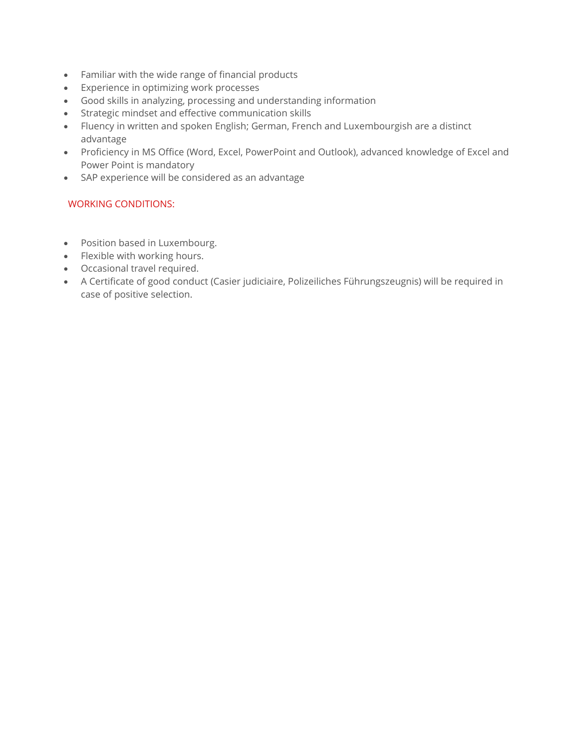- Familiar with the wide range of financial products
- Experience in optimizing work processes
- Good skills in analyzing, processing and understanding information
- Strategic mindset and effective communication skills
- Fluency in written and spoken English; German, French and Luxembourgish are a distinct advantage
- Proficiency in MS Office (Word, Excel, PowerPoint and Outlook), advanced knowledge of Excel and Power Point is mandatory
- SAP experience will be considered as an advantage

## WORKING CONDITIONS:

- Position based in Luxembourg.
- Flexible with working hours.
- Occasional travel required.
- A Certificate of good conduct (Casier judiciaire, Polizeiliches Führungszeugnis) will be required in case of positive selection.